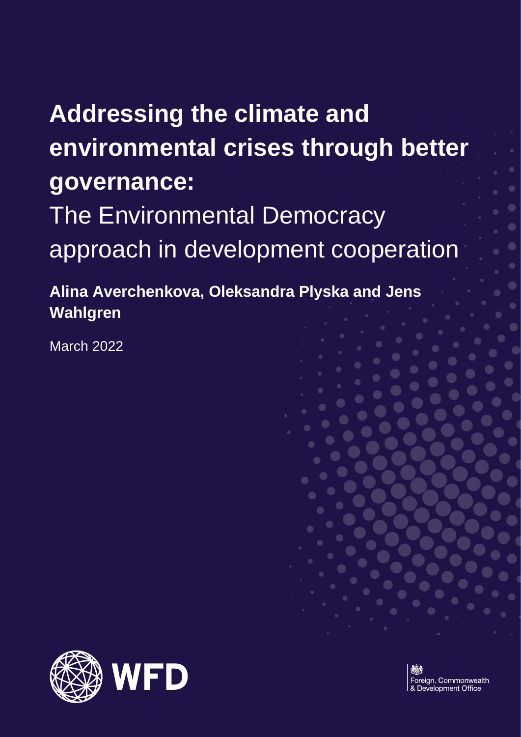# Addressing the climate and environmental crises through better governance:

The Environmental Democracy approach in development cooperation

**Alina Averchenkova, Oleksandra Plyska and Jens Wahlgren**

March 2022

WFD

Foreign, Commonwealth & Development Office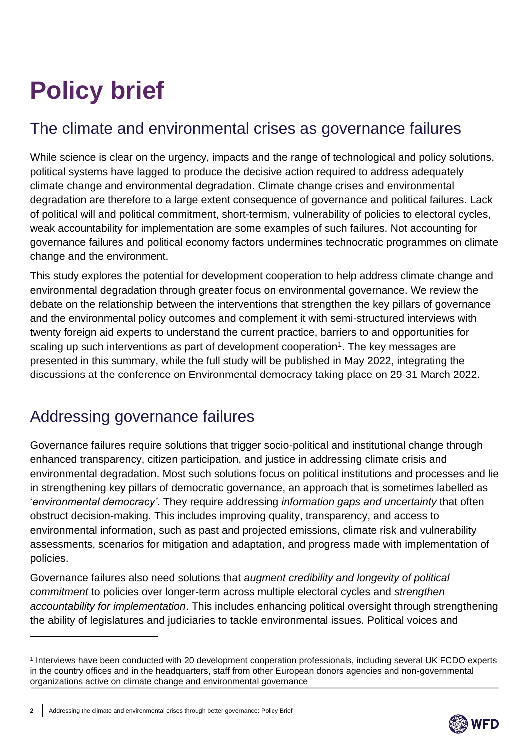# Policy brief

## The climate and environmental crises as governance failures

While science is clear on the urgency, impacts and the range of technological and policy solutions, political systems have lagged to produce the decisive action required to address adequately climate change and environmental degradation. Climate change crises and environmental degradation are therefore to a large extent consequence of governance and political failures. Lack of political will and political commitment, short-termism, vulnerability of policies to electoral cycles, weak accountability for implementation are some examples of such failures. Not accounting for governance failures and political economy factors undermines technocratic programmes on climate change and the environment.

This study explores the potential for development cooperation to help address climate change and environmental degradation through greater focus on environmental governance. We review the debate on the relationship between the interventions that strengthen the key pillars of governance and the environmental policy outcomes and complement it with semi-structured interviews with twenty foreign aid experts to understand the current practice, barriers to and opportunities for scaling up such interventions as part of development cooperation[1]. The key messages are presented in this summary, while the full study will be published in May 2022, integrating the discussions at the conference on Environmental democracy taking place on 29-31 March 2022.

## Addressing governance failures

Governance failures require solutions that trigger socio-political and institutional change through enhanced transparency, citizen participation, and justice in addressing climate crisis and environmental degradation. Most such solutions focus on political institutions and processes and lie in strengthening key pillars of democratic governance, an approach that is sometimes labelled as '*environmental democracy'*. They require addressing *information gaps and uncertainty* that often obstruct decision-making. This includes improving quality, transparency, and access to environmental information, such as past and projected emissions, climate risk and vulnerability assessments, scenarios for mitigation and adaptation, and progress made with implementation of policies.

Governance failures also need solutions that *augment credibility and longevity of political commitment* to policies over longer-term across multiple electoral cycles and *strengthen accountability for implementation*. This includes enhancing political oversight through strengthening the ability of legislatures and judiciaries to tackle environmental issues. Political voices and

[1] Interviews have been conducted with 20 development cooperation professionals, including several UK FCDO experts in the country offices and in the headquarters, staff from other European donors agencies and non-governmental organizations active on climate change and environmental governance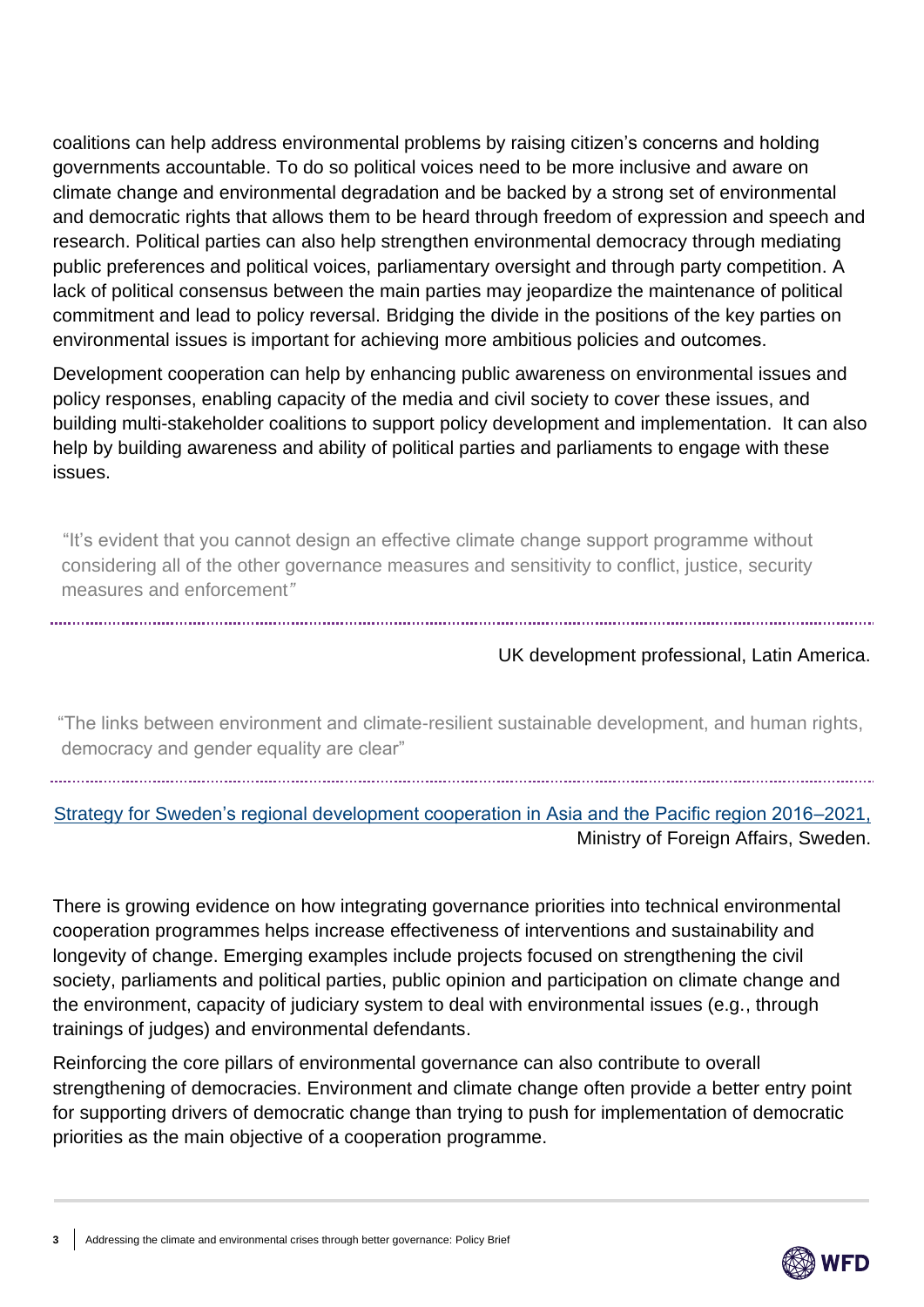coalitions can help address environmental problems by raising citizen's concerns and holding governments accountable. To do so political voices need to be more inclusive and aware on climate change and environmental degradation and be backed by a strong set of environmental and democratic rights that allows them to be heard through freedom of expression and speech and research. Political parties can also help strengthen environmental democracy through mediating public preferences and political voices, parliamentary oversight and through party competition. A lack of political consensus between the main parties may jeopardize the maintenance of political commitment and lead to policy reversal. Bridging the divide in the positions of the key parties on environmental issues is important for achieving more ambitious policies and outcomes.

Development cooperation can help by enhancing public awareness on environmental issues and policy responses, enabling capacity of the media and civil society to cover these issues, and building multi-stakeholder coalitions to support policy development and implementation. It can also help by building awareness and ability of political parties and parliaments to engage with these issues.

> "It's evident that you cannot design an effective climate change support programme without considering all of the other governance measures and sensitivity to conflict, justice, security measures and enforcement"

UK development professional, Latin America.

> "The links between environment and climate-resilient sustainable development, and human rights, democracy and gender equality are clear"

Strategy for Sweden's regional development cooperation in Asia and the Pacific region 2016–2021, Ministry of Foreign Affairs, Sweden.

There is growing evidence on how integrating governance priorities into technical environmental cooperation programmes helps increase effectiveness of interventions and sustainability and longevity of change. Emerging examples include projects focused on strengthening the civil society, parliaments and political parties, public opinion and participation on climate change and the environment, capacity of judiciary system to deal with environmental issues (e.g., through trainings of judges) and environmental defendants.

Reinforcing the core pillars of environmental governance can also contribute to overall strengthening of democracies. Environment and climate change often provide a better entry point for supporting drivers of democratic change than trying to push for implementation of democratic priorities as the main objective of a cooperation programme.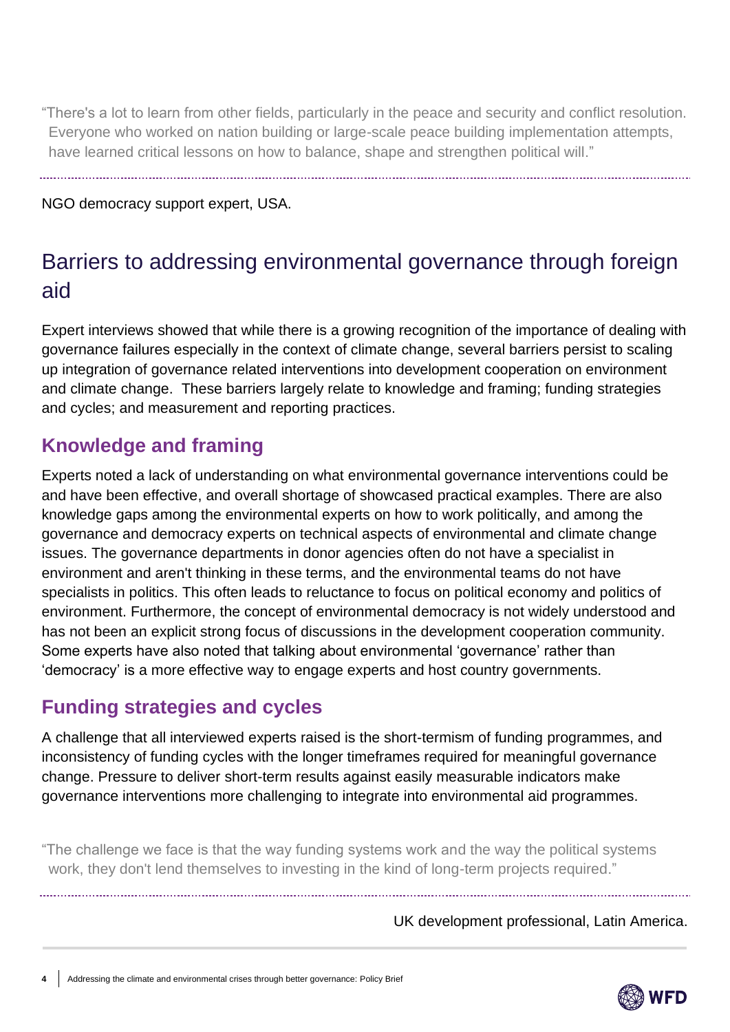"There's a lot to learn from other fields, particularly in the peace and security and conflict resolution. Everyone who worked on nation building or large-scale peace building implementation attempts, have learned critical lessons on how to balance, shape and strengthen political will."

NGO democracy support expert, USA.

## Barriers to addressing environmental governance through foreign aid

Expert interviews showed that while there is a growing recognition of the importance of dealing with governance failures especially in the context of climate change, several barriers persist to scaling up integration of governance related interventions into development cooperation on environment and climate change. These barriers largely relate to knowledge and framing; funding strategies and cycles; and measurement and reporting practices.

### Knowledge and framing

Experts noted a lack of understanding on what environmental governance interventions could be and have been effective, and overall shortage of showcased practical examples. There are also knowledge gaps among the environmental experts on how to work politically, and among the governance and democracy experts on technical aspects of environmental and climate change issues. The governance departments in donor agencies often do not have a specialist in environment and aren't thinking in these terms, and the environmental teams do not have specialists in politics. This often leads to reluctance to focus on political economy and politics of environment. Furthermore, the concept of environmental democracy is not widely understood and has not been an explicit strong focus of discussions in the development cooperation community. Some experts have also noted that talking about environmental 'governance' rather than 'democracy' is a more effective way to engage experts and host country governments.

### Funding strategies and cycles

A challenge that all interviewed experts raised is the short-termism of funding programmes, and inconsistency of funding cycles with the longer timeframes required for meaningful governance change. Pressure to deliver short-term results against easily measurable indicators make governance interventions more challenging to integrate into environmental aid programmes.

"The challenge we face is that the way funding systems work and the way the political systems work, they don't lend themselves to investing in the kind of long-term projects required."

UK development professional, Latin America.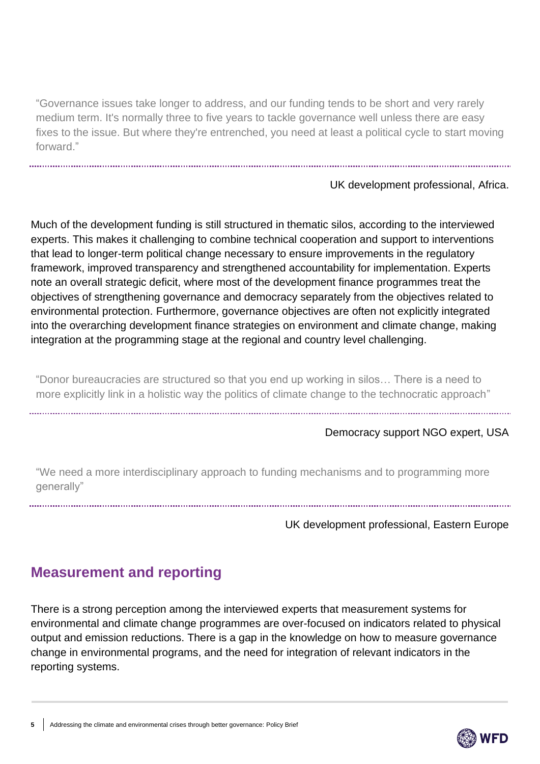> "Governance issues take longer to address, and our funding tends to be short and very rarely medium term. It's normally three to five years to tackle governance well unless there are easy fixes to the issue. But where they're entrenched, you need at least a political cycle to start moving forward."

UK development professional, Africa.

Much of the development funding is still structured in thematic silos, according to the interviewed experts. This makes it challenging to combine technical cooperation and support to interventions that lead to longer-term political change necessary to ensure improvements in the regulatory framework, improved transparency and strengthened accountability for implementation. Experts note an overall strategic deficit, where most of the development finance programmes treat the objectives of strengthening governance and democracy separately from the objectives related to environmental protection. Furthermore, governance objectives are often not explicitly integrated into the overarching development finance strategies on environment and climate change, making integration at the programming stage at the regional and country level challenging.

> "Donor bureaucracies are structured so that you end up working in silos… There is a need to more explicitly link in a holistic way the politics of climate change to the technocratic approach"

Democracy support NGO expert, USA

> "We need a more interdisciplinary approach to funding mechanisms and to programming more generally"

UK development professional, Eastern Europe

## Measurement and reporting

There is a strong perception among the interviewed experts that measurement systems for environmental and climate change programmes are over-focused on indicators related to physical output and emission reductions. There is a gap in the knowledge on how to measure governance change in environmental programs, and the need for integration of relevant indicators in the reporting systems.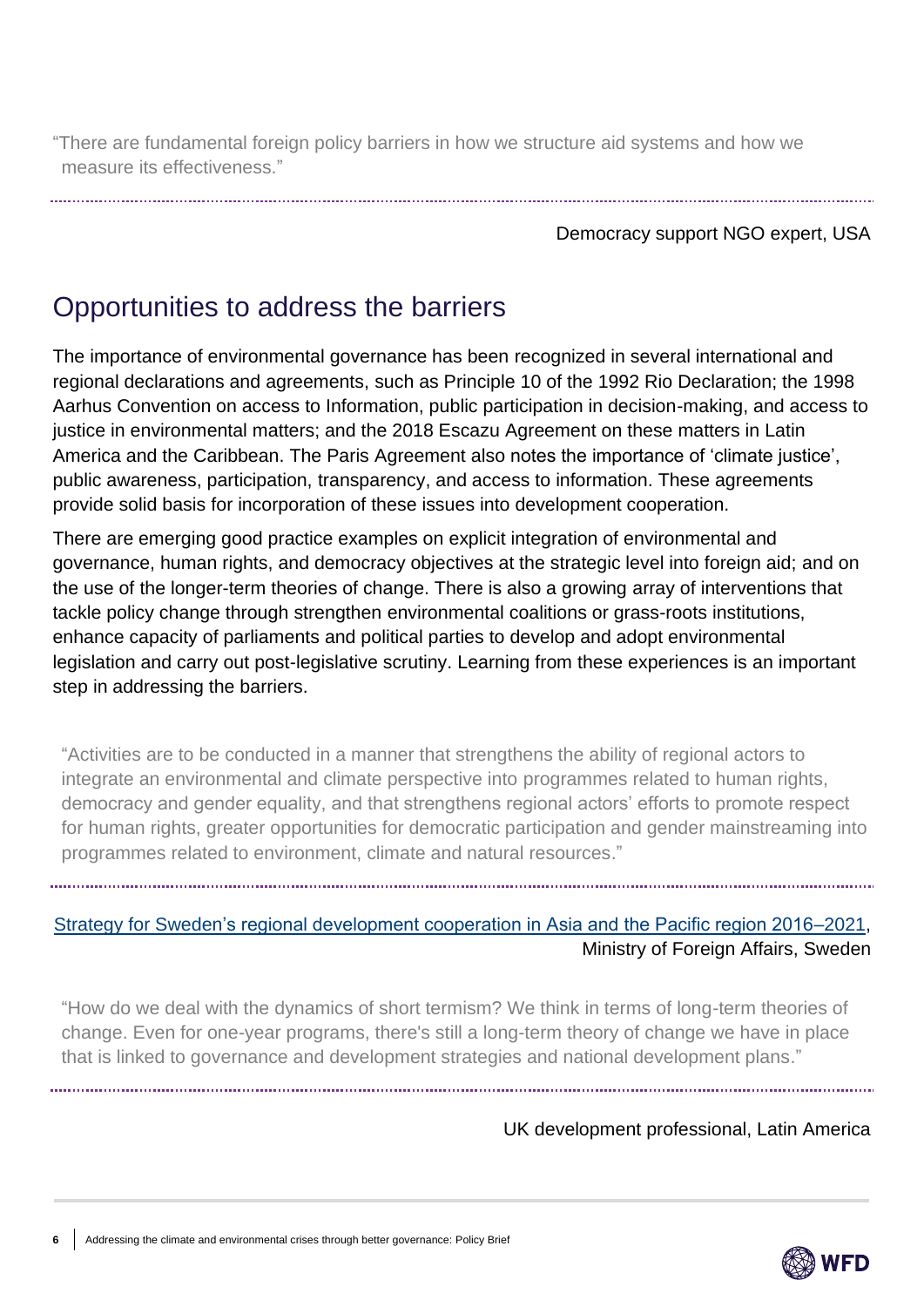> "There are fundamental foreign policy barriers in how we structure aid systems and how we measure its effectiveness."

Democracy support NGO expert, USA

## Opportunities to address the barriers

The importance of environmental governance has been recognized in several international and regional declarations and agreements, such as Principle 10 of the 1992 Rio Declaration; the 1998 Aarhus Convention on access to Information, public participation in decision-making, and access to justice in environmental matters; and the 2018 Escazu Agreement on these matters in Latin America and the Caribbean. The Paris Agreement also notes the importance of 'climate justice', public awareness, participation, transparency, and access to information. These agreements provide solid basis for incorporation of these issues into development cooperation.

There are emerging good practice examples on explicit integration of environmental and governance, human rights, and democracy objectives at the strategic level into foreign aid; and on the use of the longer-term theories of change. There is also a growing array of interventions that tackle policy change through strengthen environmental coalitions or grass-roots institutions, enhance capacity of parliaments and political parties to develop and adopt environmental legislation and carry out post-legislative scrutiny. Learning from these experiences is an important step in addressing the barriers.

> "Activities are to be conducted in a manner that strengthens the ability of regional actors to integrate an environmental and climate perspective into programmes related to human rights, democracy and gender equality, and that strengthens regional actors' efforts to promote respect for human rights, greater opportunities for democratic participation and gender mainstreaming into programmes related to environment, climate and natural resources."

Strategy for Sweden's regional development cooperation in Asia and the Pacific region 2016–2021, Ministry of Foreign Affairs, Sweden

> "How do we deal with the dynamics of short termism? We think in terms of long-term theories of change. Even for one-year programs, there's still a long-term theory of change we have in place that is linked to governance and development strategies and national development plans."

UK development professional, Latin America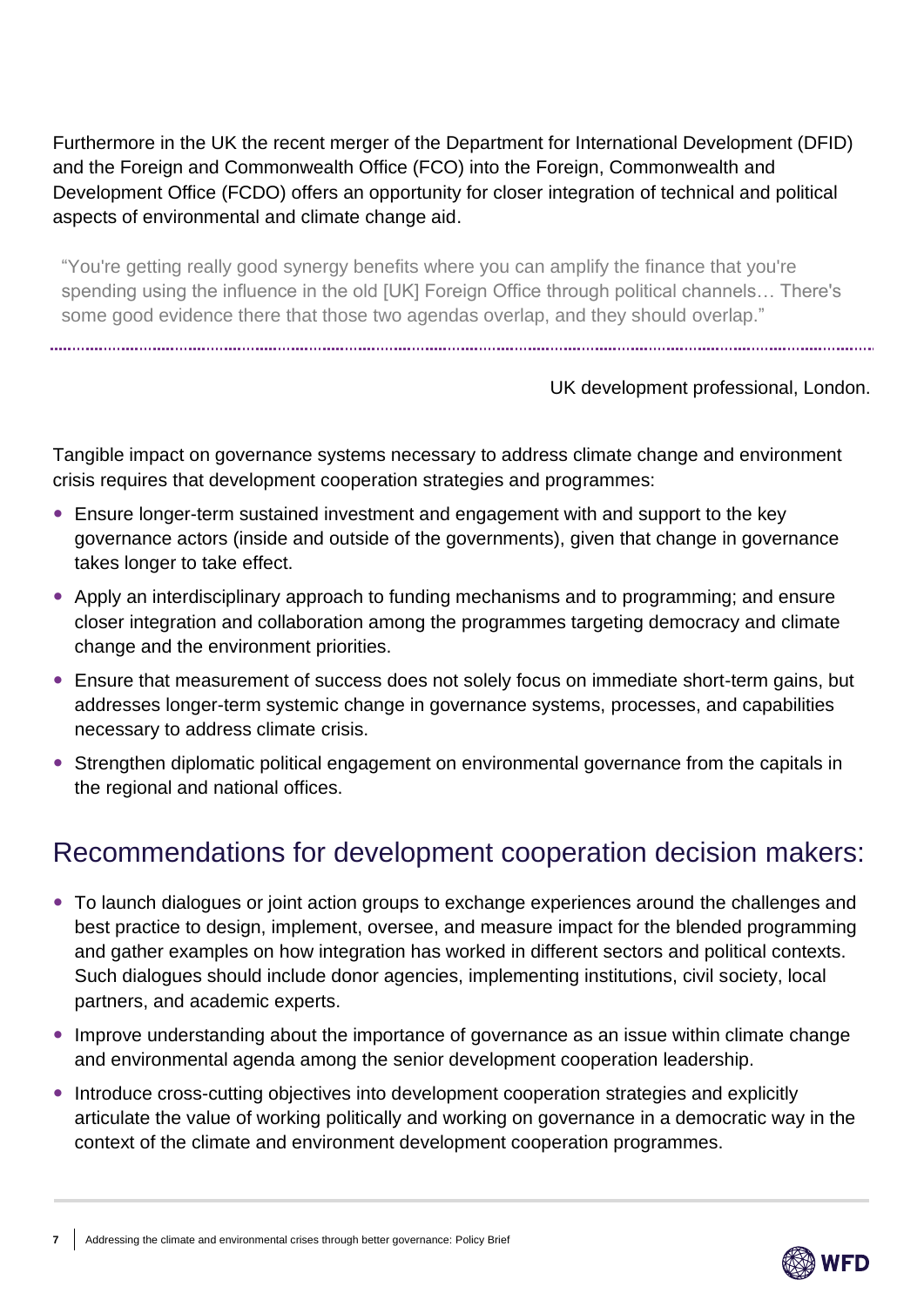Furthermore in the UK the recent merger of the Department for International Development (DFID) and the Foreign and Commonwealth Office (FCO) into the Foreign, Commonwealth and Development Office (FCDO) offers an opportunity for closer integration of technical and political aspects of environmental and climate change aid.

> "You're getting really good synergy benefits where you can amplify the finance that you're spending using the influence in the old [UK] Foreign Office through political channels… There's some good evidence there that those two agendas overlap, and they should overlap."

UK development professional, London.

Tangible impact on governance systems necessary to address climate change and environment crisis requires that development cooperation strategies and programmes:

- Ensure longer-term sustained investment and engagement with and support to the key governance actors (inside and outside of the governments), given that change in governance takes longer to take effect.
- Apply an interdisciplinary approach to funding mechanisms and to programming; and ensure closer integration and collaboration among the programmes targeting democracy and climate change and the environment priorities.
- Ensure that measurement of success does not solely focus on immediate short-term gains, but addresses longer-term systemic change in governance systems, processes, and capabilities necessary to address climate crisis.
- Strengthen diplomatic political engagement on environmental governance from the capitals in the regional and national offices.

## Recommendations for development cooperation decision makers:

- To launch dialogues or joint action groups to exchange experiences around the challenges and best practice to design, implement, oversee, and measure impact for the blended programming and gather examples on how integration has worked in different sectors and political contexts. Such dialogues should include donor agencies, implementing institutions, civil society, local partners, and academic experts.
- Improve understanding about the importance of governance as an issue within climate change and environmental agenda among the senior development cooperation leadership.
- Introduce cross-cutting objectives into development cooperation strategies and explicitly articulate the value of working politically and working on governance in a democratic way in the context of the climate and environment development cooperation programmes.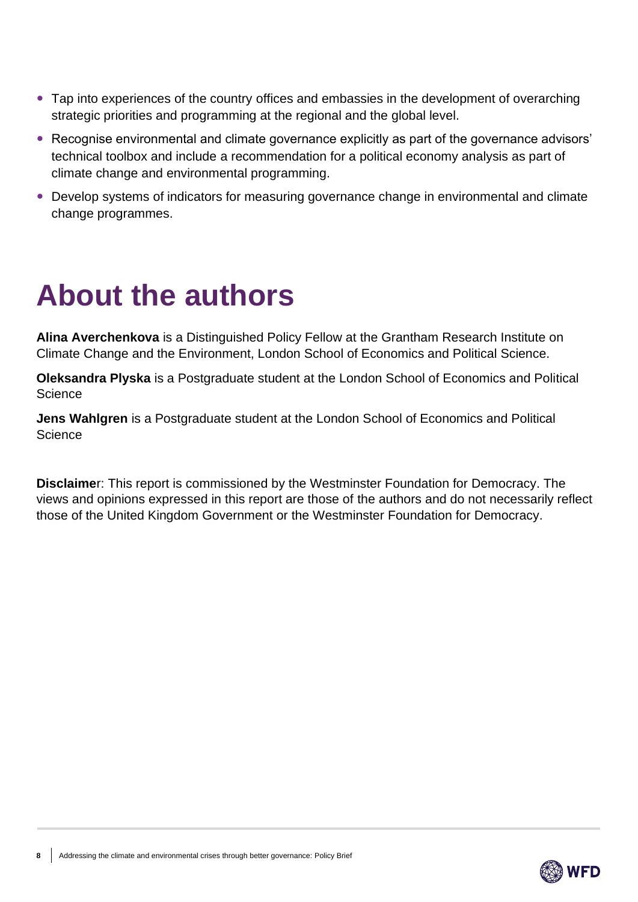- Tap into experiences of the country offices and embassies in the development of overarching strategic priorities and programming at the regional and the global level.
- Recognise environmental and climate governance explicitly as part of the governance advisors' technical toolbox and include a recommendation for a political economy analysis as part of climate change and environmental programming.
- Develop systems of indicators for measuring governance change in environmental and climate change programmes.

# About the authors

**Alina Averchenkova** is a Distinguished Policy Fellow at the Grantham Research Institute on Climate Change and the Environment, London School of Economics and Political Science.

**Oleksandra Plyska** is a Postgraduate student at the London School of Economics and Political Science

**Jens Wahlgren** is a Postgraduate student at the London School of Economics and Political Science

**Disclaime**r: This report is commissioned by the Westminster Foundation for Democracy. The views and opinions expressed in this report are those of the authors and do not necessarily reflect those of the United Kingdom Government or the Westminster Foundation for Democracy.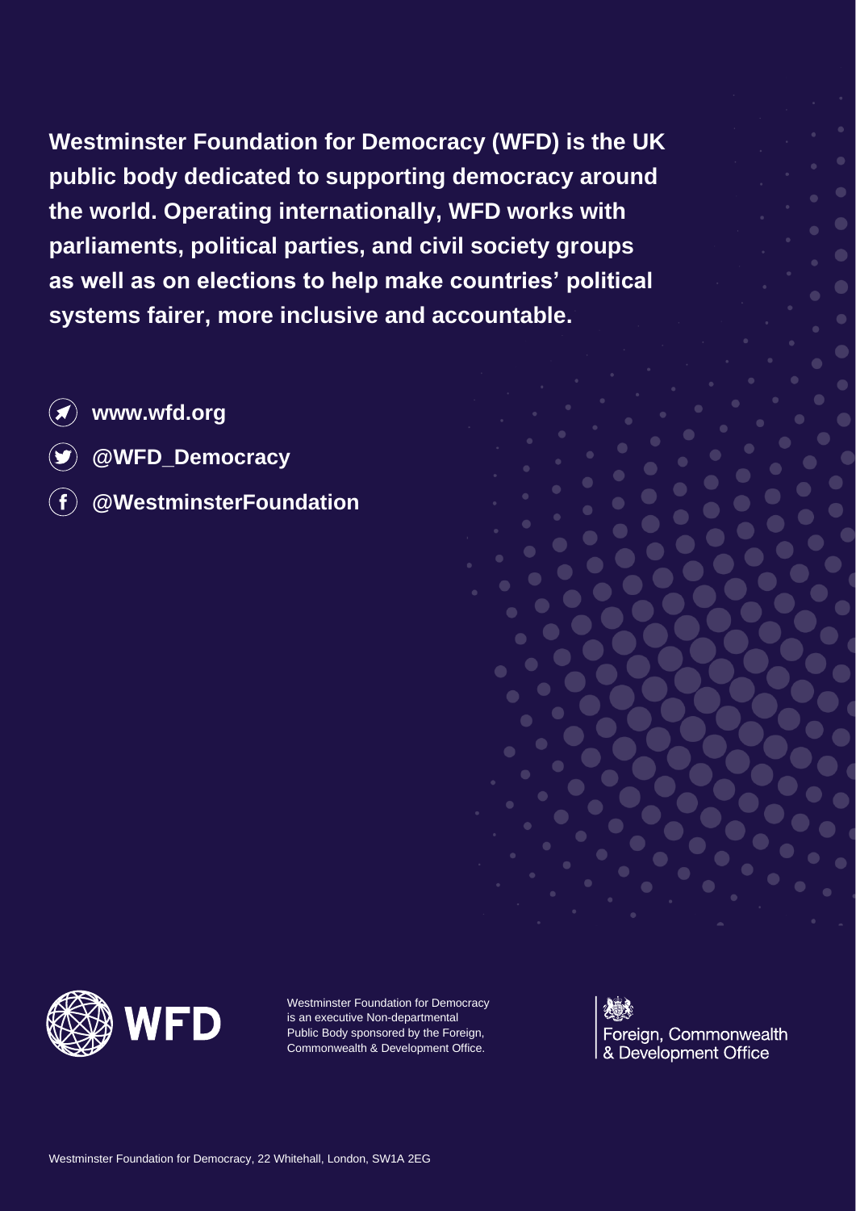**Westminster Foundation for Democracy (WFD) is the UK public body dedicated to supporting democracy around the world. Operating internationally, WFD works with parliaments, political parties, and civil society groups as well as on elections to help make countries' political systems fairer, more inclusive and accountable.**

- **www.wfd.org**
- **@WFD_Democracy**
- **@WestminsterFoundation**

WFD

Westminster Foundation for Democracy is an executive Non-departmental Public Body sponsored by the Foreign, Commonwealth & Development Office.

Foreign, Commonwealth & Development Office

Westminster Foundation for Democracy, 22 Whitehall, London, SW1A 2EG